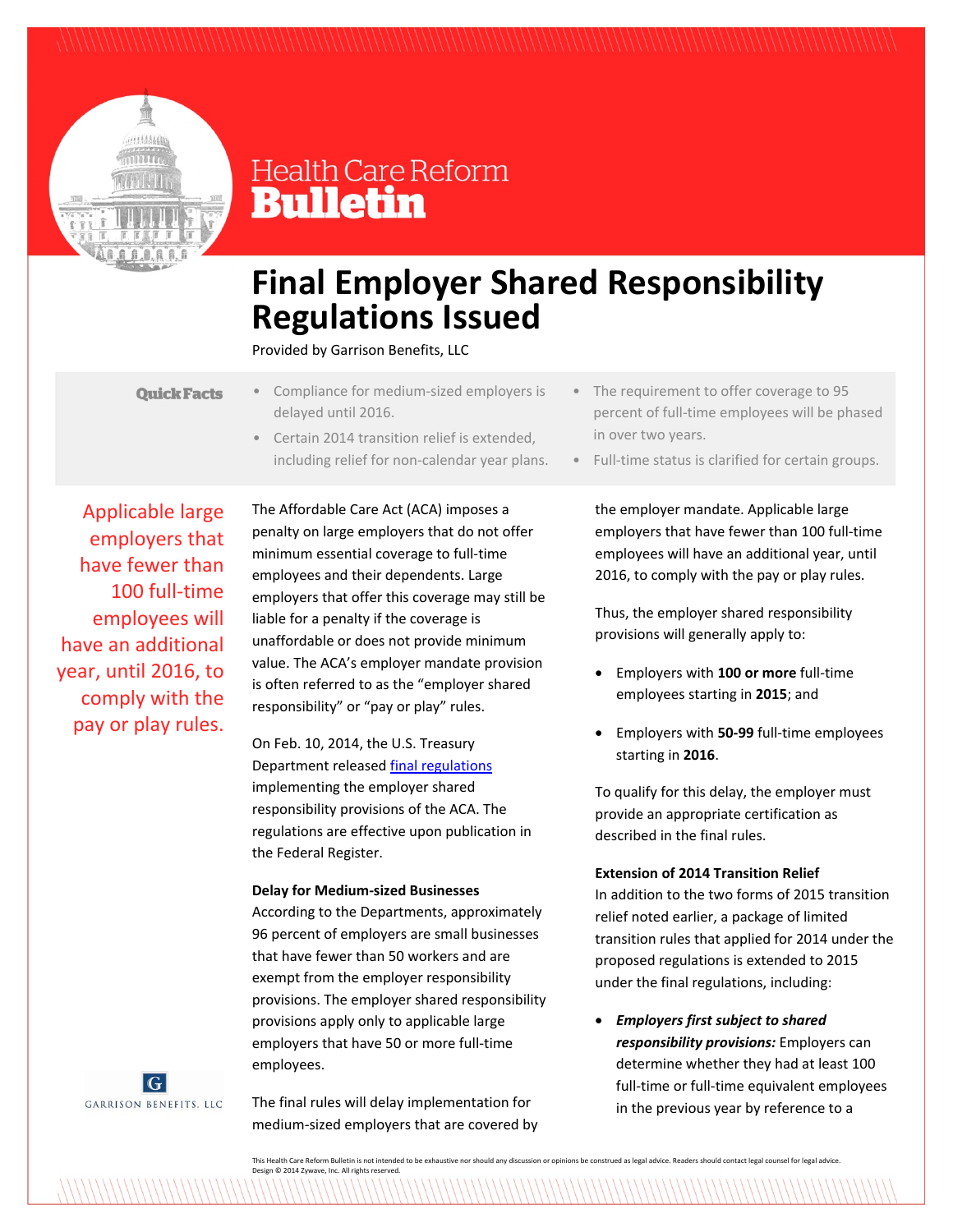Health Care Reform **Bulletin**

# Final Employer Shared Responsibility Regulations Issued

Provided by Garrison Benefits, LLC

**Quick Facts**

- Compliance for medium-sized employers is delayed until 2016.
- Certain 2014 transition relief is extended, including relief for non-calendar year plans.
- The requirement to offer coverage to 95 percent of full-time employees will be phased in over two years.
- Full-time status is clarified for certain groups.

Applicable large employers that have fewer than 100 full-time employees will have an additional year, until 2016, to comply with the pay or play rules.

The Affordable Care Act (ACA) imposes a penalty on large employers that do not offer minimum essential coverage to full-time employees and their dependents. Large employers that offer this coverage may still be liable for a penalty if the coverage is unaffordable or does not provide minimum value. The ACA's employer mandate provision is often referred to as the "employer shared responsibility" or "pay or play" rules.

On Feb. 10, 2014, the U.S. Treasury Department released final regulations implementing the employer shared responsibility provisions of the ACA. The regulations are effective upon publication in the Federal Register.

**Delay for Medium-sized Businesses**

According to the Departments, approximately 96 percent of employers are small businesses that have fewer than 50 workers and are exempt from the employer responsibility provisions. The employer shared responsibility provisions apply only to applicable large employers that have 50 or more full-time employees.

The final rules will delay implementation for medium-sized employers that are covered by the employer mandate. Applicable large employers that have fewer than 100 full-time employees will have an additional year, until 2016, to comply with the pay or play rules.

Thus, the employer shared responsibility provisions will generally apply to:

- Employers with **100 or more** full-time employees starting in **2015**; and
- Employers with **50-99** full-time employees starting in **2016**.

To qualify for this delay, the employer must provide an appropriate certification as described in the final rules.

**Extension of 2014 Transition Relief**

In addition to the two forms of 2015 transition relief noted earlier, a package of limited transition rules that applied for 2014 under the proposed regulations is extended to 2015 under the final regulations, including:

- ***Employers first subject to shared responsibility provisions:*** Employers can determine whether they had at least 100 full-time or full-time equivalent employees in the previous year by reference to a

GARRISON BENEFITS, LLC

This Health Care Reform Bulletin is not intended to be exhaustive nor should any discussion or opinions be construed as legal advice. Readers should contact legal counsel for legal advice.
Design © 2014 Zywave, Inc. All rights reserved.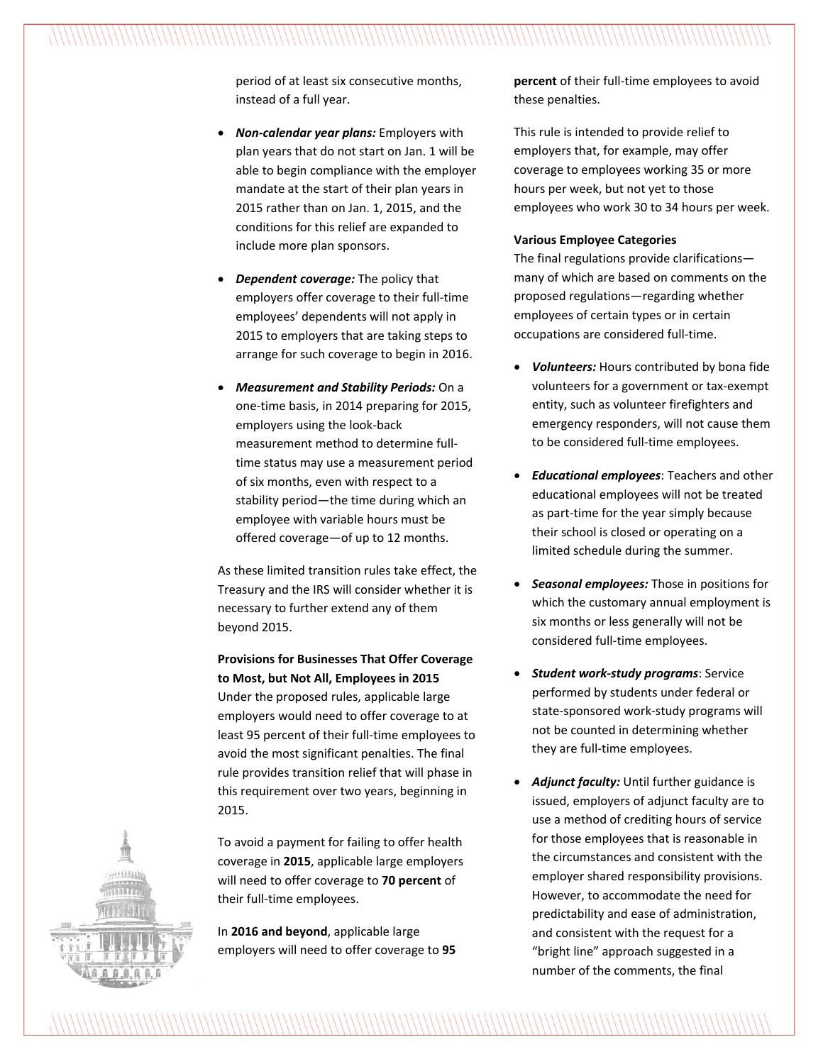period of at least six consecutive months, instead of a full year.

- ***Non-calendar year plans:*** Employers with plan years that do not start on Jan. 1 will be able to begin compliance with the employer mandate at the start of their plan years in 2015 rather than on Jan. 1, 2015, and the conditions for this relief are expanded to include more plan sponsors.

- ***Dependent coverage:*** The policy that employers offer coverage to their full-time employees' dependents will not apply in 2015 to employers that are taking steps to arrange for such coverage to begin in 2016.

- ***Measurement and Stability Periods:*** On a one-time basis, in 2014 preparing for 2015, employers using the look-back measurement method to determine full-time status may use a measurement period of six months, even with respect to a stability period—the time during which an employee with variable hours must be offered coverage—of up to 12 months.

As these limited transition rules take effect, the Treasury and the IRS will consider whether it is necessary to further extend any of them beyond 2015.

**Provisions for Businesses That Offer Coverage to Most, but Not All, Employees in 2015**

Under the proposed rules, applicable large employers would need to offer coverage to at least 95 percent of their full-time employees to avoid the most significant penalties. The final rule provides transition relief that will phase in this requirement over two years, beginning in 2015.

To avoid a payment for failing to offer health coverage in **2015**, applicable large employers will need to offer coverage to **70 percent** of their full-time employees.

In **2016 and beyond**, applicable large employers will need to offer coverage to **95 percent** of their full-time employees to avoid these penalties.

This rule is intended to provide relief to employers that, for example, may offer coverage to employees working 35 or more hours per week, but not yet to those employees who work 30 to 34 hours per week.

**Various Employee Categories**

The final regulations provide clarifications—many of which are based on comments on the proposed regulations—regarding whether employees of certain types or in certain occupations are considered full-time.

- ***Volunteers:*** Hours contributed by bona fide volunteers for a government or tax-exempt entity, such as volunteer firefighters and emergency responders, will not cause them to be considered full-time employees.

- ***Educational employees***: Teachers and other educational employees will not be treated as part-time for the year simply because their school is closed or operating on a limited schedule during the summer.

- ***Seasonal employees:*** Those in positions for which the customary annual employment is six months or less generally will not be considered full-time employees.

- ***Student work-study programs***: Service performed by students under federal or state-sponsored work-study programs will not be counted in determining whether they are full-time employees.

- ***Adjunct faculty:*** Until further guidance is issued, employers of adjunct faculty are to use a method of crediting hours of service for those employees that is reasonable in the circumstances and consistent with the employer shared responsibility provisions. However, to accommodate the need for predictability and ease of administration, and consistent with the request for a "bright line" approach suggested in a number of the comments, the final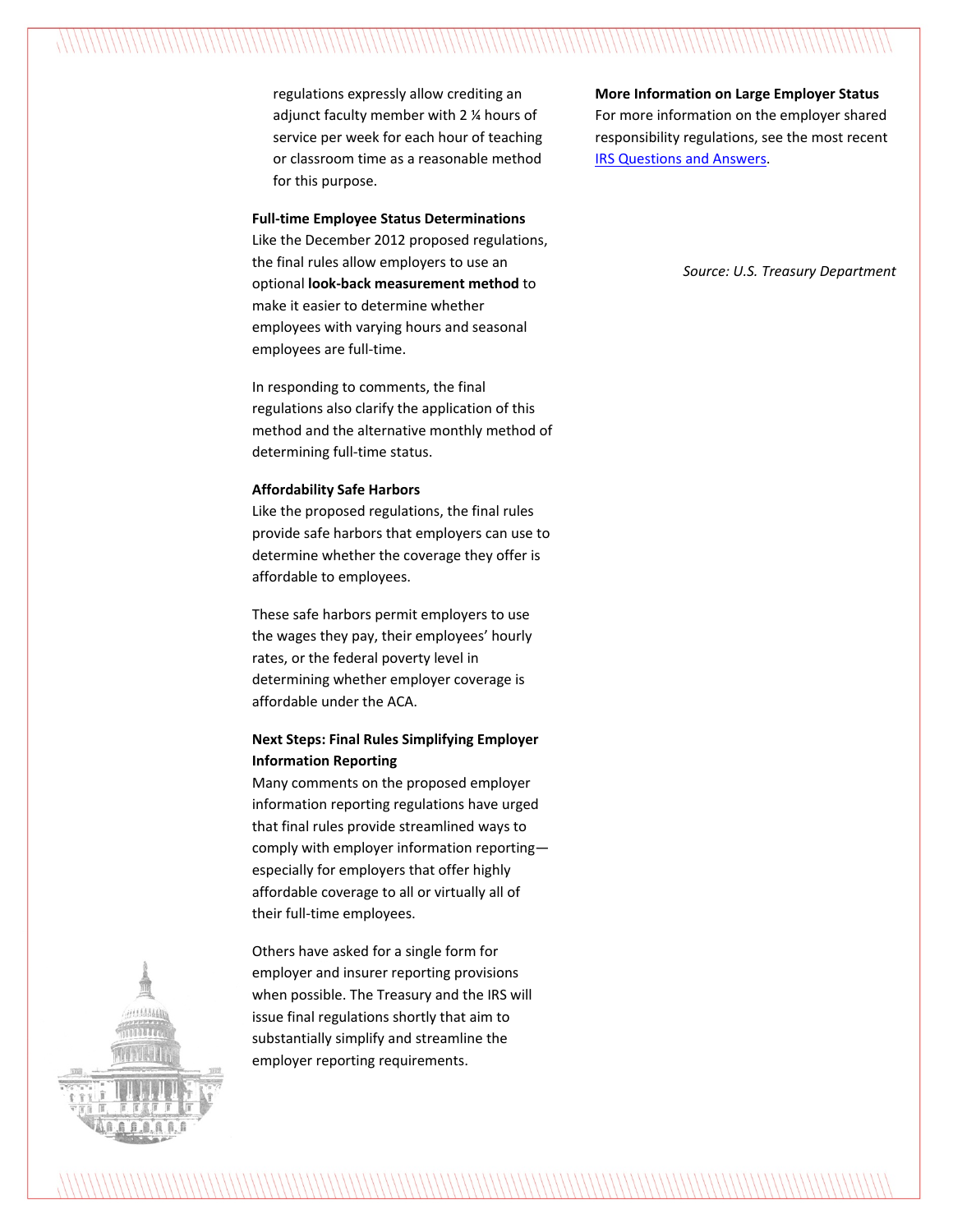regulations expressly allow crediting an adjunct faculty member with 2 ¼ hours of service per week for each hour of teaching or classroom time as a reasonable method for this purpose.

**Full-time Employee Status Determinations**

Like the December 2012 proposed regulations, the final rules allow employers to use an optional **look-back measurement method** to make it easier to determine whether employees with varying hours and seasonal employees are full-time.

In responding to comments, the final regulations also clarify the application of this method and the alternative monthly method of determining full-time status.

**Affordability Safe Harbors**

Like the proposed regulations, the final rules provide safe harbors that employers can use to determine whether the coverage they offer is affordable to employees.

These safe harbors permit employers to use the wages they pay, their employees' hourly rates, or the federal poverty level in determining whether employer coverage is affordable under the ACA.

**Next Steps: Final Rules Simplifying Employer Information Reporting**

Many comments on the proposed employer information reporting regulations have urged that final rules provide streamlined ways to comply with employer information reporting—especially for employers that offer highly affordable coverage to all or virtually all of their full-time employees.

Others have asked for a single form for employer and insurer reporting provisions when possible. The Treasury and the IRS will issue final regulations shortly that aim to substantially simplify and streamline the employer reporting requirements.

**More Information on Large Employer Status**

For more information on the employer shared responsibility regulations, see the most recent IRS Questions and Answers.

*Source: U.S. Treasury Department*